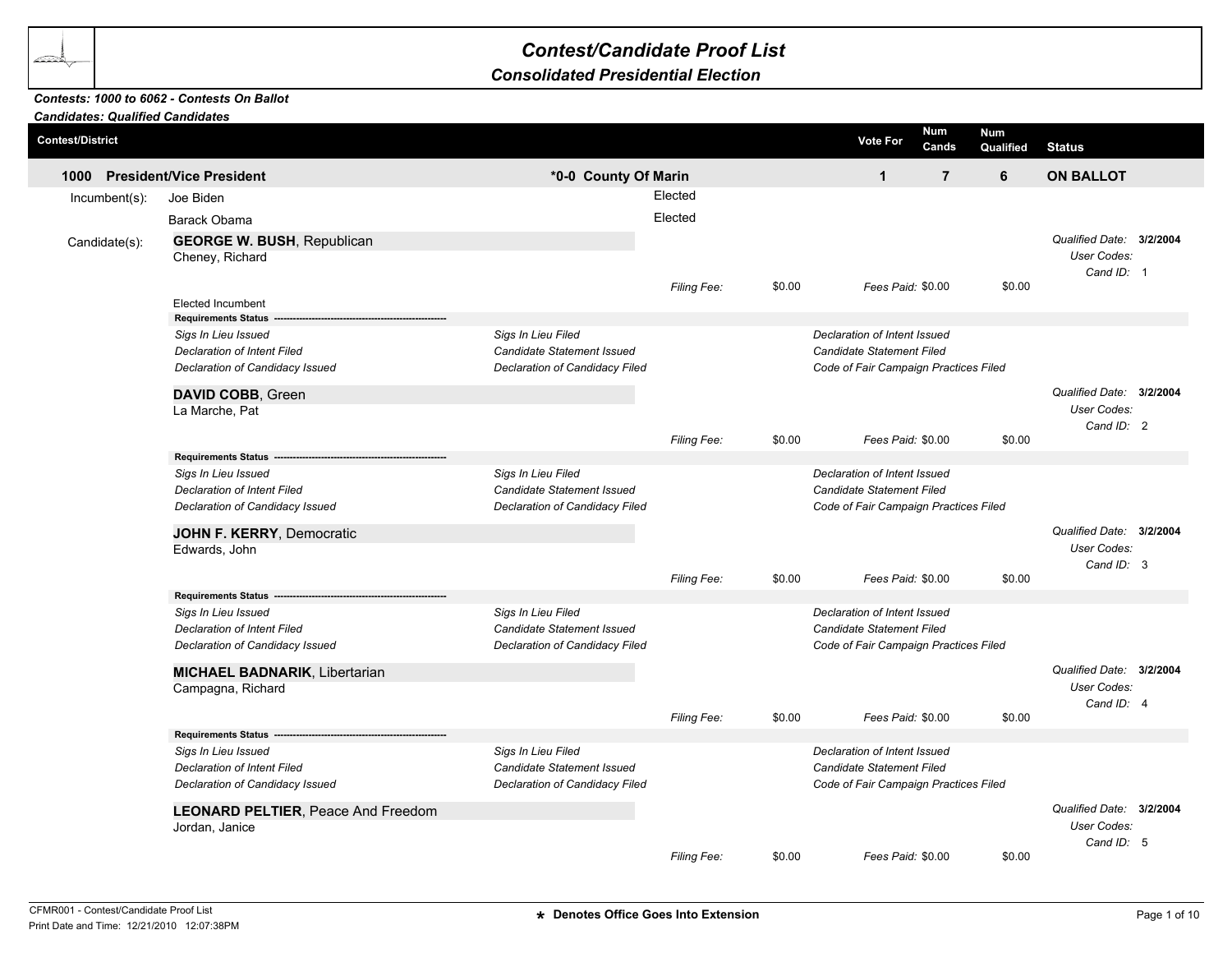# Contest/Candidate Proof List

## Consolidated Presidential Election

***Contests: 1000 to 6062 - Contests On Ballot***
***Candidates: Qualified Candidates***

| Contest/District | | Vote For | Num Cands | Num Qualified | Status |
|---|---|---|---|---|---|
| **1000 President/Vice President** | ***0-0 County Of Marin** | **1** | **7** | **6** | **ON BALLOT** |

Incumbent(s): Joe Biden — Elected
Barack Obama — Elected

Candidate(s):

**GEORGE W. BUSH**, Republican
Cheney, Richard

*Filing Fee:* $0.00 *Fees Paid:* $0.00 $0.00

*Qualified Date:* **3/2/2004**
*User Codes:*
*Cand ID:* 1

Elected Incumbent

**Requirements Status** ----------------------------------------------------

| | | |
|---|---|---|
| *Sigs In Lieu Issued* | *Sigs In Lieu Filed* | *Declaration of Intent Issued* |
| *Declaration of Intent Filed* | *Candidate Statement Issued* | *Candidate Statement Filed* |
| *Declaration of Candidacy Issued* | *Declaration of Candidacy Filed* | *Code of Fair Campaign Practices Filed* |

**DAVID COBB**, Green
La Marche, Pat

*Filing Fee:* $0.00 *Fees Paid:* $0.00 $0.00

*Qualified Date:* **3/2/2004**
*User Codes:*
*Cand ID:* 2

**Requirements Status** ----------------------------------------------------

| | | |
|---|---|---|
| *Sigs In Lieu Issued* | *Sigs In Lieu Filed* | *Declaration of Intent Issued* |
| *Declaration of Intent Filed* | *Candidate Statement Issued* | *Candidate Statement Filed* |
| *Declaration of Candidacy Issued* | *Declaration of Candidacy Filed* | *Code of Fair Campaign Practices Filed* |

**JOHN F. KERRY**, Democratic
Edwards, John

*Filing Fee:* $0.00 *Fees Paid:* $0.00 $0.00

*Qualified Date:* **3/2/2004**
*User Codes:*
*Cand ID:* 3

**Requirements Status** ----------------------------------------------------

| | | |
|---|---|---|
| *Sigs In Lieu Issued* | *Sigs In Lieu Filed* | *Declaration of Intent Issued* |
| *Declaration of Intent Filed* | *Candidate Statement Issued* | *Candidate Statement Filed* |
| *Declaration of Candidacy Issued* | *Declaration of Candidacy Filed* | *Code of Fair Campaign Practices Filed* |

**MICHAEL BADNARIK**, Libertarian
Campagna, Richard

*Filing Fee:* $0.00 *Fees Paid:* $0.00 $0.00

*Qualified Date:* **3/2/2004**
*User Codes:*
*Cand ID:* 4

**Requirements Status** ----------------------------------------------------

| | | |
|---|---|---|
| *Sigs In Lieu Issued* | *Sigs In Lieu Filed* | *Declaration of Intent Issued* |
| *Declaration of Intent Filed* | *Candidate Statement Issued* | *Candidate Statement Filed* |
| *Declaration of Candidacy Issued* | *Declaration of Candidacy Filed* | *Code of Fair Campaign Practices Filed* |

**LEONARD PELTIER**, Peace And Freedom
Jordan, Janice

*Filing Fee:* $0.00 *Fees Paid:* $0.00 $0.00

*Qualified Date:* **3/2/2004**
*User Codes:*
*Cand ID:* 5

CFMR001 - Contest/Candidate Proof List
Print Date and Time: 12/21/2010 12:07:38PM

**\* Denotes Office Goes Into Extension**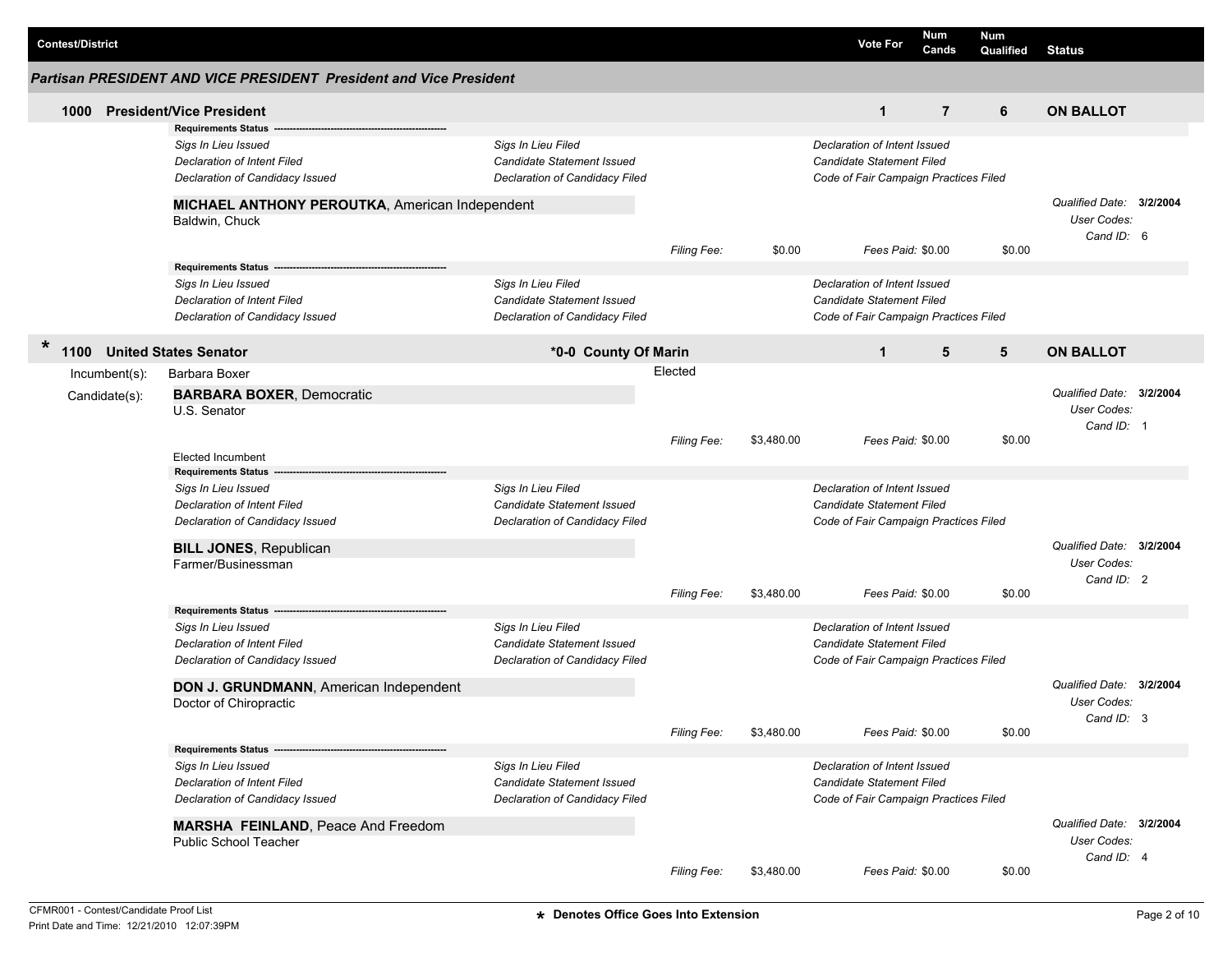| Contest/District | Vote For | Num Cands | Num Qualified | Status |
|---|---|---|---|---|

### Partisan PRESIDENT AND VICE PRESIDENT President and Vice President

**1000 President/Vice President** — Vote For: **1** | Num Cands: **7** | Num Qualified: **6** | Status: **ON BALLOT**

**Requirements Status** ----------------------------------------------------

*Sigs In Lieu Issued* | *Sigs In Lieu Filed* | *Declaration of Intent Issued*
*Declaration of Intent Filed* | *Candidate Statement Issued* | *Candidate Statement Filed*
*Declaration of Candidacy Issued* | *Declaration of Candidacy Filed* | *Code of Fair Campaign Practices Filed*

**MICHAEL ANTHONY PEROUTKA**, American Independent
Baldwin, Chuck

*Qualified Date:* **3/2/2004**
*User Codes:*
*Cand ID:* 6

*Filing Fee:* $0.00 *Fees Paid:* $0.00 $0.00

**Requirements Status** ----------------------------------------------------

*Sigs In Lieu Issued* | *Sigs In Lieu Filed* | *Declaration of Intent Issued*
*Declaration of Intent Filed* | *Candidate Statement Issued* | *Candidate Statement Filed*
*Declaration of Candidacy Issued* | *Declaration of Candidacy Filed* | *Code of Fair Campaign Practices Filed*

**\* 1100 United States Senator** — ***0-0 County Of Marin** — Vote For: **1** | Num Cands: **5** | Num Qualified: **5** | Status: **ON BALLOT**

Incumbent(s): Barbara Boxer — Elected

Candidate(s):

**BARBARA BOXER**, Democratic
U.S. Senator

*Qualified Date:* **3/2/2004**
*User Codes:*
*Cand ID:* 1

*Filing Fee:* $3,480.00 *Fees Paid:* $0.00 $0.00

Elected Incumbent

**Requirements Status** ----------------------------------------------------

*Sigs In Lieu Issued* | *Sigs In Lieu Filed* | *Declaration of Intent Issued*
*Declaration of Intent Filed* | *Candidate Statement Issued* | *Candidate Statement Filed*
*Declaration of Candidacy Issued* | *Declaration of Candidacy Filed* | *Code of Fair Campaign Practices Filed*

**BILL JONES**, Republican
Farmer/Businessman

*Qualified Date:* **3/2/2004**
*User Codes:*
*Cand ID:* 2

*Filing Fee:* $3,480.00 *Fees Paid:* $0.00 $0.00

**Requirements Status** ----------------------------------------------------

*Sigs In Lieu Issued* | *Sigs In Lieu Filed* | *Declaration of Intent Issued*
*Declaration of Intent Filed* | *Candidate Statement Issued* | *Candidate Statement Filed*
*Declaration of Candidacy Issued* | *Declaration of Candidacy Filed* | *Code of Fair Campaign Practices Filed*

**DON J. GRUNDMANN**, American Independent
Doctor of Chiropractic

*Qualified Date:* **3/2/2004**
*User Codes:*
*Cand ID:* 3

*Filing Fee:* $3,480.00 *Fees Paid:* $0.00 $0.00

**Requirements Status** ----------------------------------------------------

*Sigs In Lieu Issued* | *Sigs In Lieu Filed* | *Declaration of Intent Issued*
*Declaration of Intent Filed* | *Candidate Statement Issued* | *Candidate Statement Filed*
*Declaration of Candidacy Issued* | *Declaration of Candidacy Filed* | *Code of Fair Campaign Practices Filed*

**MARSHA FEINLAND**, Peace And Freedom
Public School Teacher

*Qualified Date:* **3/2/2004**
*User Codes:*
*Cand ID:* 4

*Filing Fee:* $3,480.00 *Fees Paid:* $0.00 $0.00

CFMR001 - Contest/Candidate Proof List
Print Date and Time: 12/21/2010 12:07:39PM

**\* Denotes Office Goes Into Extension**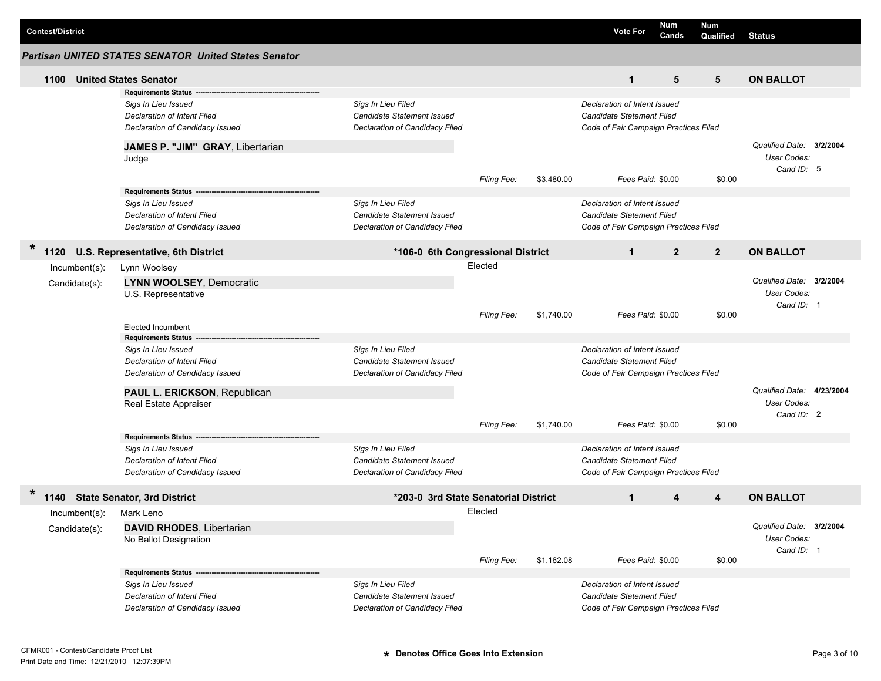| Contest/District | Vote For | Num Cands | Num Qualified | Status |
|---|---|---|---|---|

## Partisan UNITED STATES SENATOR United States Senator

### 1100 United States Senator

| Vote For | Num Cands | Num Qualified | Status |
|---|---|---|---|
| 1 | 5 | 5 | ON BALLOT |

**Requirements Status** -----

| | | |
|---|---|---|
| *Sigs In Lieu Issued* | *Sigs In Lieu Filed* | *Declaration of Intent Issued* |
| *Declaration of Intent Filed* | *Candidate Statement Issued* | *Candidate Statement Filed* |
| *Declaration of Candidacy Issued* | *Declaration of Candidacy Filed* | *Code of Fair Campaign Practices Filed* |

**JAMES P. "JIM" GRAY**, Libertarian
Judge

*Qualified Date:* **3/2/2004**
*User Codes:*
*Cand ID:* 5

*Filing Fee:* $3,480.00 *Fees Paid:* $0.00 $0.00

**Requirements Status** -----

| | | |
|---|---|---|
| *Sigs In Lieu Issued* | *Sigs In Lieu Filed* | *Declaration of Intent Issued* |
| *Declaration of Intent Filed* | *Candidate Statement Issued* | *Candidate Statement Filed* |
| *Declaration of Candidacy Issued* | *Declaration of Candidacy Filed* | *Code of Fair Campaign Practices Filed* |

### * 1120 U.S. Representative, 6th District — *106-0 6th Congressional District

| Vote For | Num Cands | Num Qualified | Status |
|---|---|---|---|
| 1 | 2 | 2 | ON BALLOT |

Incumbent(s): Lynn Woolsey — Elected

Candidate(s):

**LYNN WOOLSEY**, Democratic
U.S. Representative

*Qualified Date:* **3/2/2004**
*User Codes:*
*Cand ID:* 1

*Filing Fee:* $1,740.00 *Fees Paid:* $0.00 $0.00

Elected Incumbent

**Requirements Status** -----

| | | |
|---|---|---|
| *Sigs In Lieu Issued* | *Sigs In Lieu Filed* | *Declaration of Intent Issued* |
| *Declaration of Intent Filed* | *Candidate Statement Issued* | *Candidate Statement Filed* |
| *Declaration of Candidacy Issued* | *Declaration of Candidacy Filed* | *Code of Fair Campaign Practices Filed* |

**PAUL L. ERICKSON**, Republican
Real Estate Appraiser

*Qualified Date:* **4/23/2004**
*User Codes:*
*Cand ID:* 2

*Filing Fee:* $1,740.00 *Fees Paid:* $0.00 $0.00

**Requirements Status** -----

| | | |
|---|---|---|
| *Sigs In Lieu Issued* | *Sigs In Lieu Filed* | *Declaration of Intent Issued* |
| *Declaration of Intent Filed* | *Candidate Statement Issued* | *Candidate Statement Filed* |
| *Declaration of Candidacy Issued* | *Declaration of Candidacy Filed* | *Code of Fair Campaign Practices Filed* |

### * 1140 State Senator, 3rd District — *203-0 3rd State Senatorial District

| Vote For | Num Cands | Num Qualified | Status |
|---|---|---|---|
| 1 | 4 | 4 | ON BALLOT |

Incumbent(s): Mark Leno — Elected

Candidate(s):

**DAVID RHODES**, Libertarian
No Ballot Designation

*Qualified Date:* **3/2/2004**
*User Codes:*
*Cand ID:* 1

*Filing Fee:* $1,162.08 *Fees Paid:* $0.00 $0.00

**Requirements Status** -----

| | | |
|---|---|---|
| *Sigs In Lieu Issued* | *Sigs In Lieu Filed* | *Declaration of Intent Issued* |
| *Declaration of Intent Filed* | *Candidate Statement Issued* | *Candidate Statement Filed* |
| *Declaration of Candidacy Issued* | *Declaration of Candidacy Filed* | *Code of Fair Campaign Practices Filed* |

CFMR001 - Contest/Candidate Proof List
Print Date and Time: 12/21/2010 12:07:39PM

* Denotes Office Goes Into Extension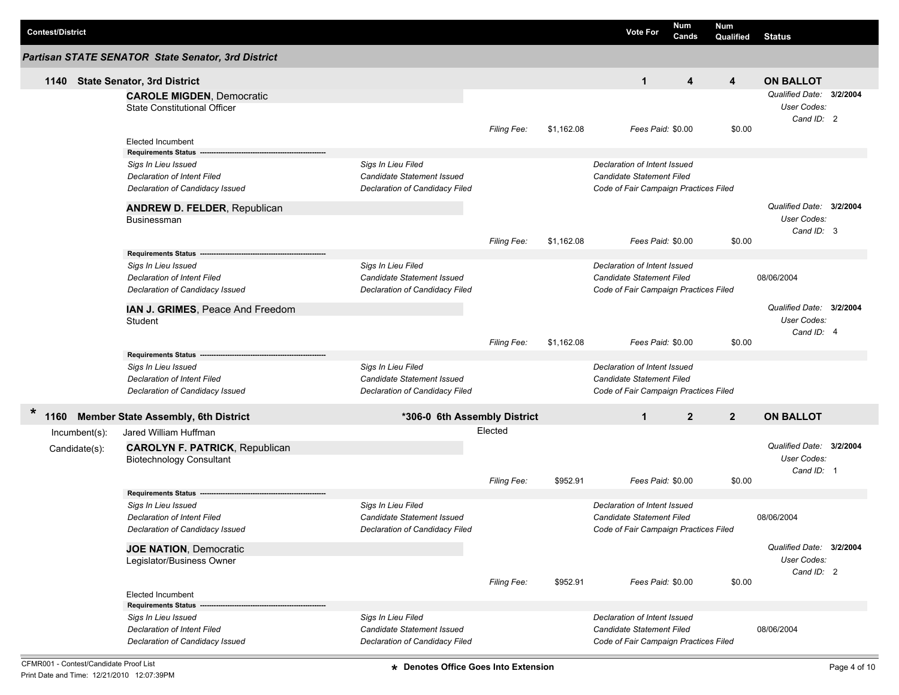| Contest/District | Vote For | Num Cands | Num Qualified | Status |
|---|---|---|---|---|

## Partisan STATE SENATOR State Senator, 3rd District

### 1140 State Senator, 3rd District

| Vote For | Num Cands | Num Qualified | Status |
|---|---|---|---|
| 1 | 4 | 4 | ON BALLOT |

**CAROLE MIGDEN**, Democratic
State Constitutional Officer

*Qualified Date:* **3/2/2004**
*User Codes:*
*Cand ID:* 2

*Filing Fee:* $1,162.08 *Fees Paid:* $0.00 $0.00

Elected Incumbent

**Requirements Status**

| | | |
|---|---|---|
| *Sigs In Lieu Issued* | *Sigs In Lieu Filed* | *Declaration of Intent Issued* |
| *Declaration of Intent Filed* | *Candidate Statement Issued* | *Candidate Statement Filed* |
| *Declaration of Candidacy Issued* | *Declaration of Candidacy Filed* | *Code of Fair Campaign Practices Filed* |

**ANDREW D. FELDER**, Republican
Businessman

*Qualified Date:* **3/2/2004**
*User Codes:*
*Cand ID:* 3

*Filing Fee:* $1,162.08 *Fees Paid:* $0.00 $0.00

**Requirements Status**

| | | | |
|---|---|---|---|
| *Sigs In Lieu Issued* | *Sigs In Lieu Filed* | *Declaration of Intent Issued* | |
| *Declaration of Intent Filed* | *Candidate Statement Issued* | *Candidate Statement Filed* | 08/06/2004 |
| *Declaration of Candidacy Issued* | *Declaration of Candidacy Filed* | *Code of Fair Campaign Practices Filed* | |

**IAN J. GRIMES**, Peace And Freedom
Student

*Qualified Date:* **3/2/2004**
*User Codes:*
*Cand ID:* 4

*Filing Fee:* $1,162.08 *Fees Paid:* $0.00 $0.00

**Requirements Status**

| | | |
|---|---|---|
| *Sigs In Lieu Issued* | *Sigs In Lieu Filed* | *Declaration of Intent Issued* |
| *Declaration of Intent Filed* | *Candidate Statement Issued* | *Candidate Statement Filed* |
| *Declaration of Candidacy Issued* | *Declaration of Candidacy Filed* | *Code of Fair Campaign Practices Filed* |

### * 1160 Member State Assembly, 6th District

**\*306-0 6th Assembly District**

| Vote For | Num Cands | Num Qualified | Status |
|---|---|---|---|
| 1 | 2 | 2 | ON BALLOT |

Incumbent(s): Jared William Huffman — Elected

Candidate(s):

**CAROLYN F. PATRICK**, Republican
Biotechnology Consultant

*Qualified Date:* **3/2/2004**
*User Codes:*
*Cand ID:* 1

*Filing Fee:* $952.91 *Fees Paid:* $0.00 $0.00

**Requirements Status**

| | | | |
|---|---|---|---|
| *Sigs In Lieu Issued* | *Sigs In Lieu Filed* | *Declaration of Intent Issued* | |
| *Declaration of Intent Filed* | *Candidate Statement Issued* | *Candidate Statement Filed* | 08/06/2004 |
| *Declaration of Candidacy Issued* | *Declaration of Candidacy Filed* | *Code of Fair Campaign Practices Filed* | |

**JOE NATION**, Democratic
Legislator/Business Owner

*Qualified Date:* **3/2/2004**
*User Codes:*
*Cand ID:* 2

*Filing Fee:* $952.91 *Fees Paid:* $0.00 $0.00

Elected Incumbent

**Requirements Status**

| | | | |
|---|---|---|---|
| *Sigs In Lieu Issued* | *Sigs In Lieu Filed* | *Declaration of Intent Issued* | |
| *Declaration of Intent Filed* | *Candidate Statement Issued* | *Candidate Statement Filed* | 08/06/2004 |
| *Declaration of Candidacy Issued* | *Declaration of Candidacy Filed* | *Code of Fair Campaign Practices Filed* | |

CFMR001 - Contest/Candidate Proof List
Print Date and Time: 12/21/2010 12:07:39PM

\* Denotes Office Goes Into Extension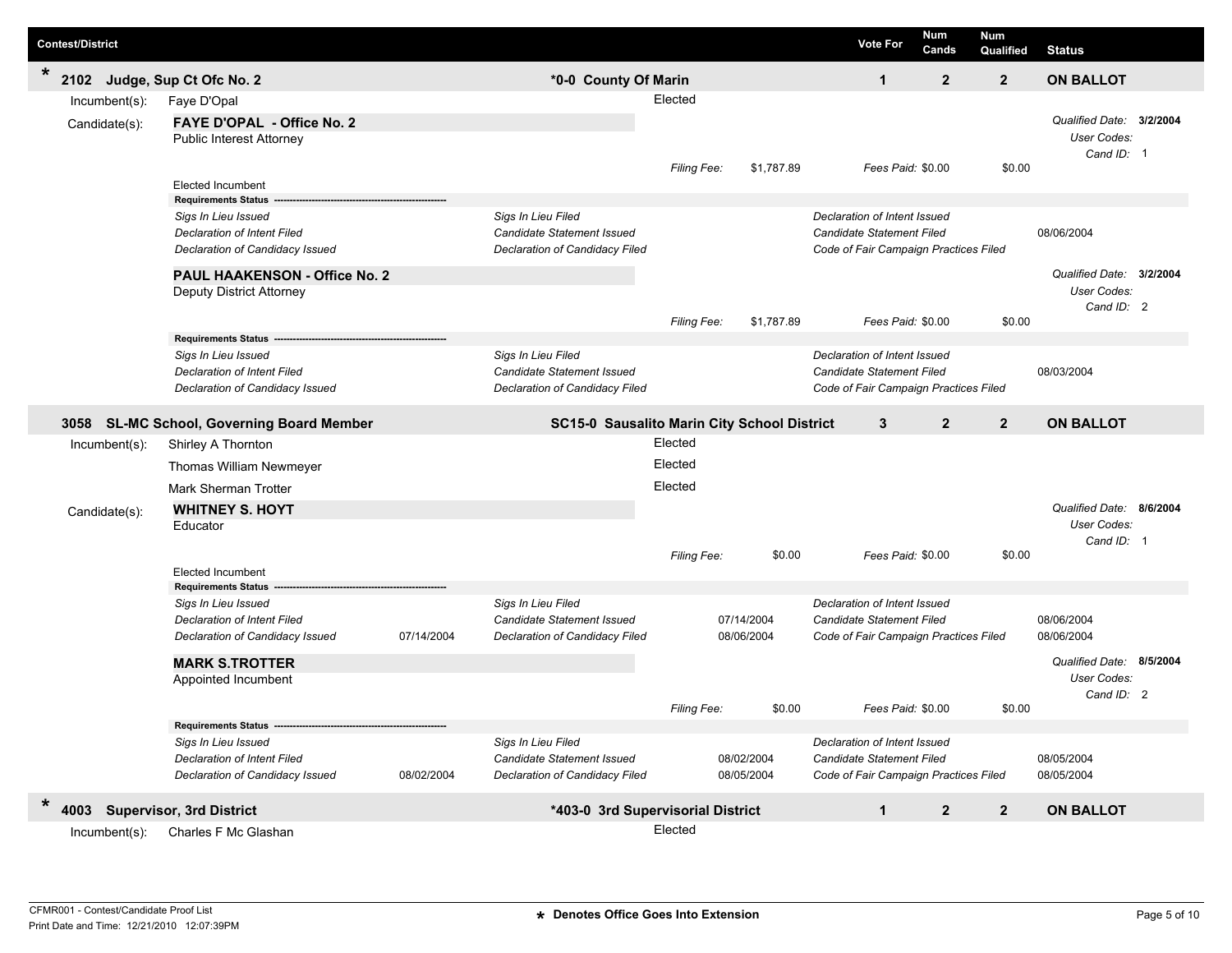| Contest/District | | Vote For | Num Cands | Num Qualified | Status |
|---|---|---|---|---|---|
| * 2102 Judge, Sup Ct Ofc No. 2 | *0-0 County Of Marin | 1 | 2 | 2 | ON BALLOT |

Incumbent(s): Faye D'Opal — Elected

Candidate(s):

**FAYE D'OPAL - Office No. 2**
Public Interest Attorney

*Qualified Date:* **3/2/2004**
*User Codes:*
*Cand ID:* 1

*Filing Fee:* $1,787.89 *Fees Paid:* $0.00 $0.00

Elected Incumbent

**Requirements Status**

| | | | | | |
|---|---|---|---|---|---|
| *Sigs In Lieu Issued* | | *Sigs In Lieu Filed* | | *Declaration of Intent Issued* | |
| *Declaration of Intent Filed* | | *Candidate Statement Issued* | | *Candidate Statement Filed* | 08/06/2004 |
| *Declaration of Candidacy Issued* | | *Declaration of Candidacy Filed* | | *Code of Fair Campaign Practices Filed* | |

**PAUL HAAKENSON - Office No. 2**
Deputy District Attorney

*Qualified Date:* **3/2/2004**
*User Codes:*
*Cand ID:* 2

*Filing Fee:* $1,787.89 *Fees Paid:* $0.00 $0.00

**Requirements Status**

| | | | | | |
|---|---|---|---|---|---|
| *Sigs In Lieu Issued* | | *Sigs In Lieu Filed* | | *Declaration of Intent Issued* | |
| *Declaration of Intent Filed* | | *Candidate Statement Issued* | | *Candidate Statement Filed* | 08/03/2004 |
| *Declaration of Candidacy Issued* | | *Declaration of Candidacy Filed* | | *Code of Fair Campaign Practices Filed* | |

| Contest/District | | Vote For | Num Cands | Num Qualified | Status |
|---|---|---|---|---|---|
| 3058 SL-MC School, Governing Board Member | SC15-0 Sausalito Marin City School District | 3 | 2 | 2 | ON BALLOT |

Incumbent(s):
- Shirley A Thornton — Elected
- Thomas William Newmeyer — Elected
- Mark Sherman Trotter — Elected

Candidate(s):

**WHITNEY S. HOYT**
Educator

*Qualified Date:* **8/6/2004**
*User Codes:*
*Cand ID:* 1

*Filing Fee:* $0.00 *Fees Paid:* $0.00 $0.00

Elected Incumbent

**Requirements Status**

| | | | | | |
|---|---|---|---|---|---|
| *Sigs In Lieu Issued* | | *Sigs In Lieu Filed* | | *Declaration of Intent Issued* | |
| *Declaration of Intent Filed* | | *Candidate Statement Issued* | 07/14/2004 | *Candidate Statement Filed* | 08/06/2004 |
| *Declaration of Candidacy Issued* | 07/14/2004 | *Declaration of Candidacy Filed* | 08/06/2004 | *Code of Fair Campaign Practices Filed* | 08/06/2004 |

**MARK S.TROTTER**
Appointed Incumbent

*Qualified Date:* **8/5/2004**
*User Codes:*
*Cand ID:* 2

*Filing Fee:* $0.00 *Fees Paid:* $0.00 $0.00

**Requirements Status**

| | | | | | |
|---|---|---|---|---|---|
| *Sigs In Lieu Issued* | | *Sigs In Lieu Filed* | | *Declaration of Intent Issued* | |
| *Declaration of Intent Filed* | | *Candidate Statement Issued* | 08/02/2004 | *Candidate Statement Filed* | 08/05/2004 |
| *Declaration of Candidacy Issued* | 08/02/2004 | *Declaration of Candidacy Filed* | 08/05/2004 | *Code of Fair Campaign Practices Filed* | 08/05/2004 |

| Contest/District | | Vote For | Num Cands | Num Qualified | Status |
|---|---|---|---|---|---|
| * 4003 Supervisor, 3rd District | *403-0 3rd Supervisorial District | 1 | 2 | 2 | ON BALLOT |

Incumbent(s): Charles F Mc Glashan — Elected

CFMR001 - Contest/Candidate Proof List
Print Date and Time: 12/21/2010 12:07:39PM

* Denotes Office Goes Into Extension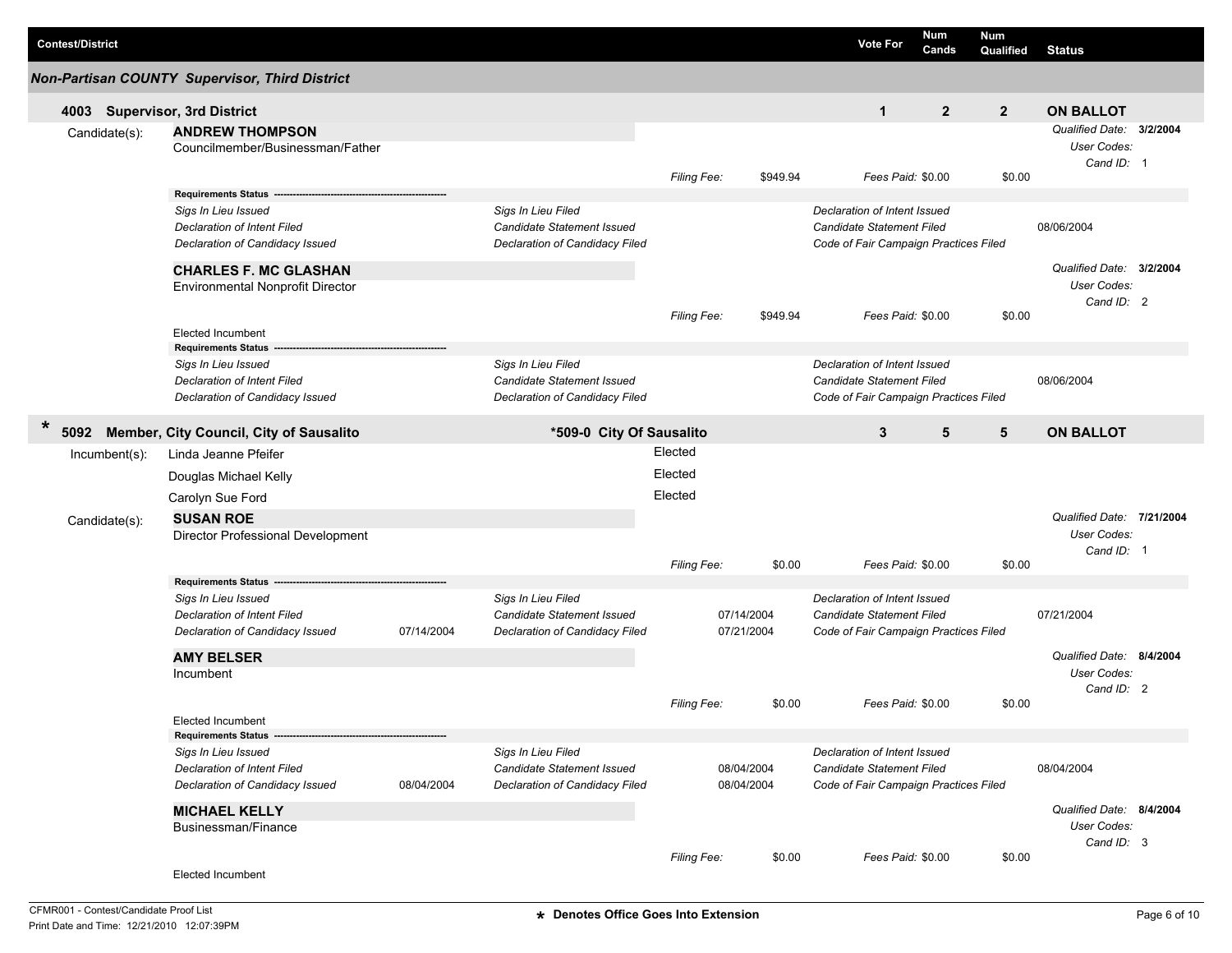| Contest/District | Vote For | Num Cands | Num Qualified | Status |
|---|---|---|---|---|

### Non-Partisan COUNTY Supervisor, Third District

**4003 Supervisor, 3rd District** — Vote For: **1** | Num Cands: **2** | Num Qualified: **2** | **ON BALLOT**

Candidate(s):

**ANDREW THOMPSON**
Councilmember/Businessman/Father

*Qualified Date:* **3/2/2004**
*User Codes:*
*Cand ID:* 1

*Filing Fee:* $949.94 *Fees Paid:* $0.00 $0.00

**Requirements Status**

| | | | | | |
|---|---|---|---|---|---|
| *Sigs In Lieu Issued* | | *Sigs In Lieu Filed* | | *Declaration of Intent Issued* | |
| *Declaration of Intent Filed* | | *Candidate Statement Issued* | | *Candidate Statement Filed* | 08/06/2004 |
| *Declaration of Candidacy Issued* | | *Declaration of Candidacy Filed* | | *Code of Fair Campaign Practices Filed* | |

**CHARLES F. MC GLASHAN**
Environmental Nonprofit Director

*Qualified Date:* **3/2/2004**
*User Codes:*
*Cand ID:* 2

*Filing Fee:* $949.94 *Fees Paid:* $0.00 $0.00

Elected Incumbent

**Requirements Status**

| | | | | | |
|---|---|---|---|---|---|
| *Sigs In Lieu Issued* | | *Sigs In Lieu Filed* | | *Declaration of Intent Issued* | |
| *Declaration of Intent Filed* | | *Candidate Statement Issued* | | *Candidate Statement Filed* | 08/06/2004 |
| *Declaration of Candidacy Issued* | | *Declaration of Candidacy Filed* | | *Code of Fair Campaign Practices Filed* | |

**\* 5092 Member, City Council, City of Sausalito** — **\*509-0 City Of Sausalito** — Vote For: **3** | Num Cands: **5** | Num Qualified: **5** | **ON BALLOT**

Incumbent(s):

| | |
|---|---|
| Linda Jeanne Pfeifer | Elected |
| Douglas Michael Kelly | Elected |
| Carolyn Sue Ford | Elected |

Candidate(s):

**SUSAN ROE**
Director Professional Development

*Qualified Date:* **7/21/2004**
*User Codes:*
*Cand ID:* 1

*Filing Fee:* $0.00 *Fees Paid:* $0.00 $0.00

**Requirements Status**

| | | | | | |
|---|---|---|---|---|---|
| *Sigs In Lieu Issued* | | *Sigs In Lieu Filed* | | *Declaration of Intent Issued* | |
| *Declaration of Intent Filed* | | *Candidate Statement Issued* | 07/14/2004 | *Candidate Statement Filed* | 07/21/2004 |
| *Declaration of Candidacy Issued* | 07/14/2004 | *Declaration of Candidacy Filed* | 07/21/2004 | *Code of Fair Campaign Practices Filed* | |

**AMY BELSER**
Incumbent

*Qualified Date:* **8/4/2004**
*User Codes:*
*Cand ID:* 2

*Filing Fee:* $0.00 *Fees Paid:* $0.00 $0.00

Elected Incumbent

**Requirements Status**

| | | | | | |
|---|---|---|---|---|---|
| *Sigs In Lieu Issued* | | *Sigs In Lieu Filed* | | *Declaration of Intent Issued* | |
| *Declaration of Intent Filed* | | *Candidate Statement Issued* | 08/04/2004 | *Candidate Statement Filed* | 08/04/2004 |
| *Declaration of Candidacy Issued* | 08/04/2004 | *Declaration of Candidacy Filed* | 08/04/2004 | *Code of Fair Campaign Practices Filed* | |

**MICHAEL KELLY**
Businessman/Finance

*Qualified Date:* **8/4/2004**
*User Codes:*
*Cand ID:* 3

*Filing Fee:* $0.00 *Fees Paid:* $0.00 $0.00

Elected Incumbent

CFMR001 - Contest/Candidate Proof List
Print Date and Time: 12/21/2010 12:07:39PM

**\* Denotes Office Goes Into Extension**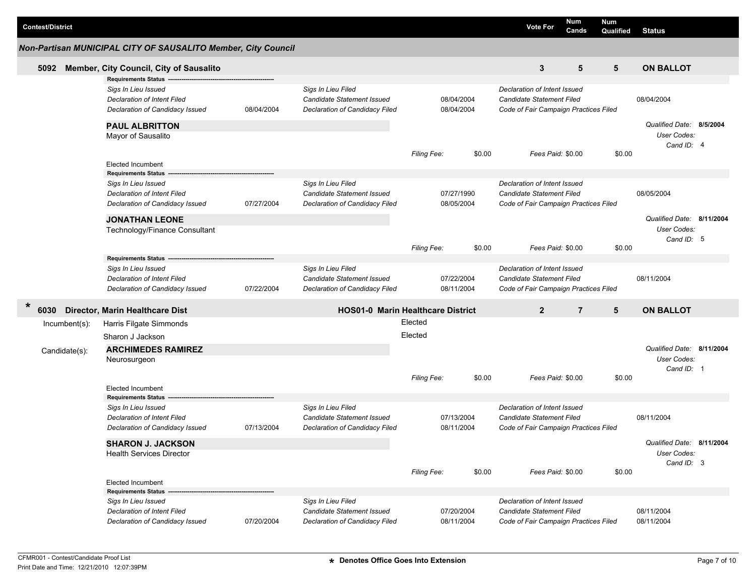| Contest/District | Vote For | Num Cands | Num Qualified | Status |
|---|---|---|---|---|

## Non-Partisan MUNICIPAL CITY OF SAUSALITO Member, City Council

### 5092 Member, City Council, City of Sausalito

| Vote For | Num Cands | Num Qualified | Status |
|---|---|---|---|
| 3 | 5 | 5 | ON BALLOT |

**Requirements Status**

| | | | | | |
|---|---|---|---|---|---|
| *Sigs In Lieu Issued* | | *Sigs In Lieu Filed* | | *Declaration of Intent Issued* | |
| *Declaration of Intent Filed* | | *Candidate Statement Issued* | 08/04/2004 | *Candidate Statement Filed* | 08/04/2004 |
| *Declaration of Candidacy Issued* | 08/04/2004 | *Declaration of Candidacy Filed* | 08/04/2004 | *Code of Fair Campaign Practices Filed* | |

**PAUL ALBRITTON**
Mayor of Sausalito

*Qualified Date:* **8/5/2004**
*User Codes:*
*Cand ID:* 4

*Filing Fee:* $0.00 *Fees Paid:* $0.00 $0.00

Elected Incumbent

**Requirements Status**

| | | | | | |
|---|---|---|---|---|---|
| *Sigs In Lieu Issued* | | *Sigs In Lieu Filed* | | *Declaration of Intent Issued* | |
| *Declaration of Intent Filed* | | *Candidate Statement Issued* | 07/27/1990 | *Candidate Statement Filed* | 08/05/2004 |
| *Declaration of Candidacy Issued* | 07/27/2004 | *Declaration of Candidacy Filed* | 08/05/2004 | *Code of Fair Campaign Practices Filed* | |

**JONATHAN LEONE**
Technology/Finance Consultant

*Qualified Date:* **8/11/2004**
*User Codes:*
*Cand ID:* 5

*Filing Fee:* $0.00 *Fees Paid:* $0.00 $0.00

**Requirements Status**

| | | | | | |
|---|---|---|---|---|---|
| *Sigs In Lieu Issued* | | *Sigs In Lieu Filed* | | *Declaration of Intent Issued* | |
| *Declaration of Intent Filed* | | *Candidate Statement Issued* | 07/22/2004 | *Candidate Statement Filed* | 08/11/2004 |
| *Declaration of Candidacy Issued* | 07/22/2004 | *Declaration of Candidacy Filed* | 08/11/2004 | *Code of Fair Campaign Practices Filed* | |

### * 6030 Director, Marin Healthcare Dist — HOS01-0 Marin Healthcare District

| Vote For | Num Cands | Num Qualified | Status |
|---|---|---|---|
| 2 | 7 | 5 | ON BALLOT |

Incumbent(s):
- Harris Filgate Simmonds — Elected
- Sharon J Jackson — Elected

Candidate(s):

**ARCHIMEDES RAMIREZ**
Neurosurgeon

*Qualified Date:* **8/11/2004**
*User Codes:*
*Cand ID:* 1

*Filing Fee:* $0.00 *Fees Paid:* $0.00 $0.00

Elected Incumbent

**Requirements Status**

| | | | | | |
|---|---|---|---|---|---|
| *Sigs In Lieu Issued* | | *Sigs In Lieu Filed* | | *Declaration of Intent Issued* | |
| *Declaration of Intent Filed* | | *Candidate Statement Issued* | 07/13/2004 | *Candidate Statement Filed* | 08/11/2004 |
| *Declaration of Candidacy Issued* | 07/13/2004 | *Declaration of Candidacy Filed* | 08/11/2004 | *Code of Fair Campaign Practices Filed* | |

**SHARON J. JACKSON**
Health Services Director

*Qualified Date:* **8/11/2004**
*User Codes:*
*Cand ID:* 3

*Filing Fee:* $0.00 *Fees Paid:* $0.00 $0.00

Elected Incumbent

**Requirements Status**

| | | | | | |
|---|---|---|---|---|---|
| *Sigs In Lieu Issued* | | *Sigs In Lieu Filed* | | *Declaration of Intent Issued* | |
| *Declaration of Intent Filed* | | *Candidate Statement Issued* | 07/20/2004 | *Candidate Statement Filed* | 08/11/2004 |
| *Declaration of Candidacy Issued* | 07/20/2004 | *Declaration of Candidacy Filed* | 08/11/2004 | *Code of Fair Campaign Practices Filed* | 08/11/2004 |

CFMR001 - Contest/Candidate Proof List
Print Date and Time: 12/21/2010 12:07:39PM

\* Denotes Office Goes Into Extension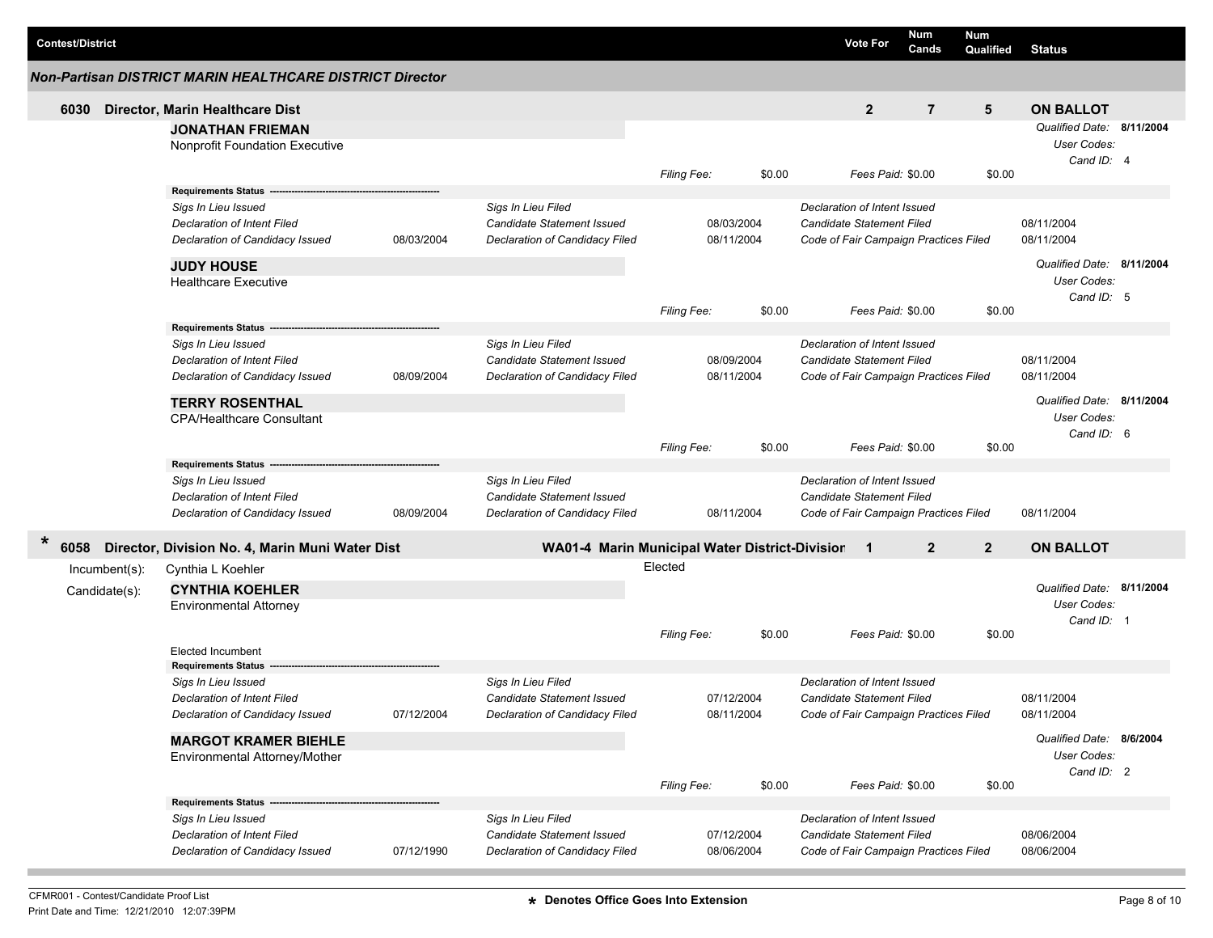| Contest/District | Vote For | Num Cands | Num Qualified | Status |
|---|---|---|---|---|

### Non-Partisan DISTRICT MARIN HEALTHCARE DISTRICT Director

**6030 Director, Marin Healthcare Dist** — Vote For: **2** | Num Cands: **7** | Num Qualified: **5** | **ON BALLOT**

**JONATHAN FRIEMAN**
Nonprofit Foundation Executive

*Qualified Date:* **8/11/2004**
*User Codes:*
*Cand ID:* 4

*Filing Fee:* $0.00 *Fees Paid:* $0.00 $0.00

**Requirements Status**

| | | | | | |
|---|---|---|---|---|---|
| *Sigs In Lieu Issued* | | *Sigs In Lieu Filed* | | *Declaration of Intent Issued* | |
| *Declaration of Intent Filed* | | *Candidate Statement Issued* | 08/03/2004 | *Candidate Statement Filed* | 08/11/2004 |
| *Declaration of Candidacy Issued* | 08/03/2004 | *Declaration of Candidacy Filed* | 08/11/2004 | *Code of Fair Campaign Practices Filed* | 08/11/2004 |

**JUDY HOUSE**
Healthcare Executive

*Qualified Date:* **8/11/2004**
*User Codes:*
*Cand ID:* 5

*Filing Fee:* $0.00 *Fees Paid:* $0.00 $0.00

**Requirements Status**

| | | | | | |
|---|---|---|---|---|---|
| *Sigs In Lieu Issued* | | *Sigs In Lieu Filed* | | *Declaration of Intent Issued* | |
| *Declaration of Intent Filed* | | *Candidate Statement Issued* | 08/09/2004 | *Candidate Statement Filed* | 08/11/2004 |
| *Declaration of Candidacy Issued* | 08/09/2004 | *Declaration of Candidacy Filed* | 08/11/2004 | *Code of Fair Campaign Practices Filed* | 08/11/2004 |

**TERRY ROSENTHAL**
CPA/Healthcare Consultant

*Qualified Date:* **8/11/2004**
*User Codes:*
*Cand ID:* 6

*Filing Fee:* $0.00 *Fees Paid:* $0.00 $0.00

**Requirements Status**

| | | | | | |
|---|---|---|---|---|---|
| *Sigs In Lieu Issued* | | *Sigs In Lieu Filed* | | *Declaration of Intent Issued* | |
| *Declaration of Intent Filed* | | *Candidate Statement Issued* | | *Candidate Statement Filed* | |
| *Declaration of Candidacy Issued* | 08/09/2004 | *Declaration of Candidacy Filed* | 08/11/2004 | *Code of Fair Campaign Practices Filed* | 08/11/2004 |

**\* 6058 Director, Division No. 4, Marin Muni Water Dist** — **WA01-4 Marin Municipal Water District-Division** — Vote For: **1** | Num Cands: **2** | Num Qualified: **2** | **ON BALLOT**

Incumbent(s): Cynthia L Koehler — Elected

Candidate(s):

**CYNTHIA KOEHLER**
Environmental Attorney

*Qualified Date:* **8/11/2004**
*User Codes:*
*Cand ID:* 1

*Filing Fee:* $0.00 *Fees Paid:* $0.00 $0.00

Elected Incumbent

**Requirements Status**

| | | | | | |
|---|---|---|---|---|---|
| *Sigs In Lieu Issued* | | *Sigs In Lieu Filed* | | *Declaration of Intent Issued* | |
| *Declaration of Intent Filed* | | *Candidate Statement Issued* | 07/12/2004 | *Candidate Statement Filed* | 08/11/2004 |
| *Declaration of Candidacy Issued* | 07/12/2004 | *Declaration of Candidacy Filed* | 08/11/2004 | *Code of Fair Campaign Practices Filed* | 08/11/2004 |

**MARGOT KRAMER BIEHLE**
Environmental Attorney/Mother

*Qualified Date:* **8/6/2004**
*User Codes:*
*Cand ID:* 2

*Filing Fee:* $0.00 *Fees Paid:* $0.00 $0.00

**Requirements Status**

| | | | | | |
|---|---|---|---|---|---|
| *Sigs In Lieu Issued* | | *Sigs In Lieu Filed* | | *Declaration of Intent Issued* | |
| *Declaration of Intent Filed* | | *Candidate Statement Issued* | 07/12/2004 | *Candidate Statement Filed* | 08/06/2004 |
| *Declaration of Candidacy Issued* | 07/12/1990 | *Declaration of Candidacy Filed* | 08/06/2004 | *Code of Fair Campaign Practices Filed* | 08/06/2004 |

CFMR001 - Contest/Candidate Proof List
Print Date and Time: 12/21/2010 12:07:39PM

**\* Denotes Office Goes Into Extension**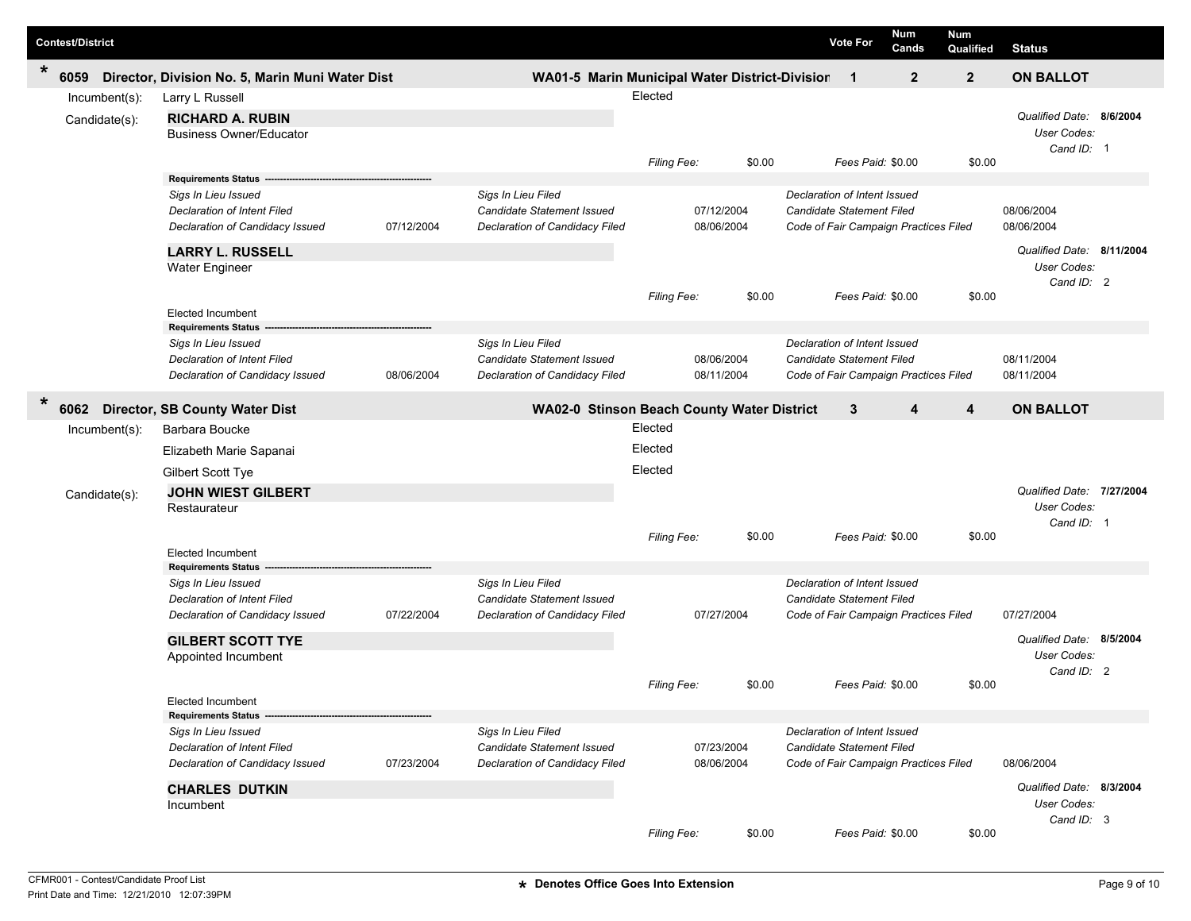| Contest/District | | Vote For | Num Cands | Num Qualified | Status |
|---|---|---|---|---|---|
| * 6059 Director, Division No. 5, Marin Muni Water Dist | WA01-5 Marin Municipal Water District-Division | 1 | 2 | 2 | ON BALLOT |

Incumbent(s): Larry L Russell — Elected

Candidate(s):

**RICHARD A. RUBIN**
Business Owner/Educator

*Qualified Date:* **8/6/2004**
*User Codes:*
*Cand ID:* 1

*Filing Fee:* $0.00 *Fees Paid:* $0.00 $0.00

**Requirements Status**

| | | | | | |
|---|---|---|---|---|---|
| *Sigs In Lieu Issued* | | *Sigs In Lieu Filed* | | *Declaration of Intent Issued* | |
| *Declaration of Intent Filed* | | *Candidate Statement Issued* | 07/12/2004 | *Candidate Statement Filed* | 08/06/2004 |
| *Declaration of Candidacy Issued* | 07/12/2004 | *Declaration of Candidacy Filed* | 08/06/2004 | *Code of Fair Campaign Practices Filed* | 08/06/2004 |

**LARRY L. RUSSELL**
Water Engineer

*Qualified Date:* **8/11/2004**
*User Codes:*
*Cand ID:* 2

*Filing Fee:* $0.00 *Fees Paid:* $0.00 $0.00

Elected Incumbent

**Requirements Status**

| | | | | | |
|---|---|---|---|---|---|
| *Sigs In Lieu Issued* | | *Sigs In Lieu Filed* | | *Declaration of Intent Issued* | |
| *Declaration of Intent Filed* | | *Candidate Statement Issued* | 08/06/2004 | *Candidate Statement Filed* | 08/11/2004 |
| *Declaration of Candidacy Issued* | 08/06/2004 | *Declaration of Candidacy Filed* | 08/11/2004 | *Code of Fair Campaign Practices Filed* | 08/11/2004 |

| Contest/District | | Vote For | Num Cands | Num Qualified | Status |
|---|---|---|---|---|---|
| * 6062 Director, SB County Water Dist | WA02-0 Stinson Beach County Water District | 3 | 4 | 4 | ON BALLOT |

Incumbent(s):
- Barbara Boucke — Elected
- Elizabeth Marie Sapanai — Elected
- Gilbert Scott Tye — Elected

Candidate(s):

**JOHN WIEST GILBERT**
Restaurateur

*Qualified Date:* **7/27/2004**
*User Codes:*
*Cand ID:* 1

*Filing Fee:* $0.00 *Fees Paid:* $0.00 $0.00

Elected Incumbent

**Requirements Status**

| | | | | | |
|---|---|---|---|---|---|
| *Sigs In Lieu Issued* | | *Sigs In Lieu Filed* | | *Declaration of Intent Issued* | |
| *Declaration of Intent Filed* | | *Candidate Statement Issued* | | *Candidate Statement Filed* | |
| *Declaration of Candidacy Issued* | 07/22/2004 | *Declaration of Candidacy Filed* | 07/27/2004 | *Code of Fair Campaign Practices Filed* | 07/27/2004 |

**GILBERT SCOTT TYE**
Appointed Incumbent

*Qualified Date:* **8/5/2004**
*User Codes:*
*Cand ID:* 2

*Filing Fee:* $0.00 *Fees Paid:* $0.00 $0.00

Elected Incumbent

**Requirements Status**

| | | | | | |
|---|---|---|---|---|---|
| *Sigs In Lieu Issued* | | *Sigs In Lieu Filed* | | *Declaration of Intent Issued* | |
| *Declaration of Intent Filed* | | *Candidate Statement Issued* | 07/23/2004 | *Candidate Statement Filed* | |
| *Declaration of Candidacy Issued* | 07/23/2004 | *Declaration of Candidacy Filed* | 08/06/2004 | *Code of Fair Campaign Practices Filed* | 08/06/2004 |

**CHARLES DUTKIN**
Incumbent

*Qualified Date:* **8/3/2004**
*User Codes:*
*Cand ID:* 3

*Filing Fee:* $0.00 *Fees Paid:* $0.00 $0.00

CFMR001 - Contest/Candidate Proof List
Print Date and Time: 12/21/2010 12:07:39PM

**\* Denotes Office Goes Into Extension**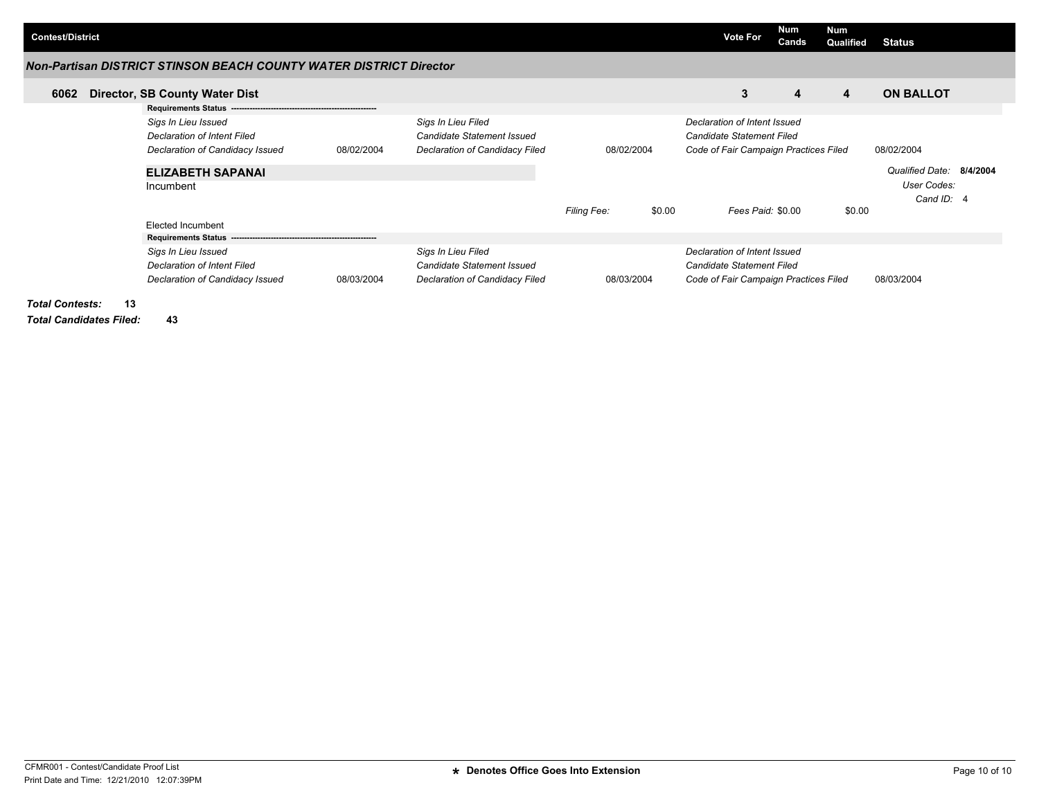| Contest/District | Vote For | Num Cands | Num Qualified | Status |
| --- | --- | --- | --- | --- |

### *Non-Partisan DISTRICT STINSON BEACH COUNTY WATER DISTRICT Director*

| Contest/District | Vote For | Num Cands | Num Qualified | Status |
| --- | --- | --- | --- | --- |
| **6062 Director, SB County Water Dist** | **3** | **4** | **4** | **ON BALLOT** |

**Requirements Status** ---------------------------------------------------

| | | | | | |
| --- | --- | --- | --- | --- | --- |
| *Sigs In Lieu Issued* | | *Sigs In Lieu Filed* | | *Declaration of Intent Issued* | |
| *Declaration of Intent Filed* | | *Candidate Statement Issued* | | *Candidate Statement Filed* | |
| *Declaration of Candidacy Issued* | 08/02/2004 | *Declaration of Candidacy Filed* | 08/02/2004 | *Code of Fair Campaign Practices Filed* | 08/02/2004 |

**ELIZABETH SAPANAI**

Incumbent

*Qualified Date:* **8/4/2004**

*User Codes:*

*Cand ID:* 4

*Filing Fee:* $0.00 *Fees Paid:* $0.00 $0.00

Elected Incumbent

**Requirements Status** ---------------------------------------------------

| | | | | | |
| --- | --- | --- | --- | --- | --- |
| *Sigs In Lieu Issued* | | *Sigs In Lieu Filed* | | *Declaration of Intent Issued* | |
| *Declaration of Intent Filed* | | *Candidate Statement Issued* | | *Candidate Statement Filed* | |
| *Declaration of Candidacy Issued* | 08/03/2004 | *Declaration of Candidacy Filed* | 08/03/2004 | *Code of Fair Campaign Practices Filed* | 08/03/2004 |

***Total Contests:*** **13**

***Total Candidates Filed:*** **43**

CFMR001 - Contest/Candidate Proof List

Print Date and Time: 12/21/2010 12:07:39PM

**\* Denotes Office Goes Into Extension**